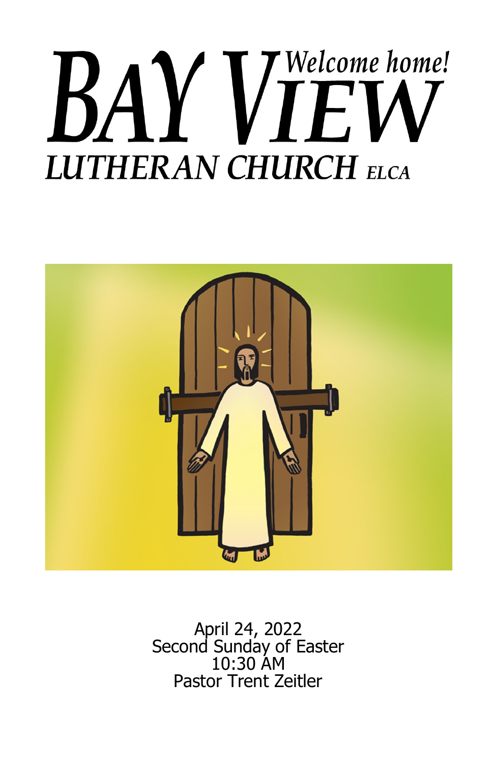# BAY VIEW LUTHERAN CHURCH ELCA

*Welcome home!*

April 24, 2022
Second Sunday of Easter
10:30 AM
Pastor Trent Zeitler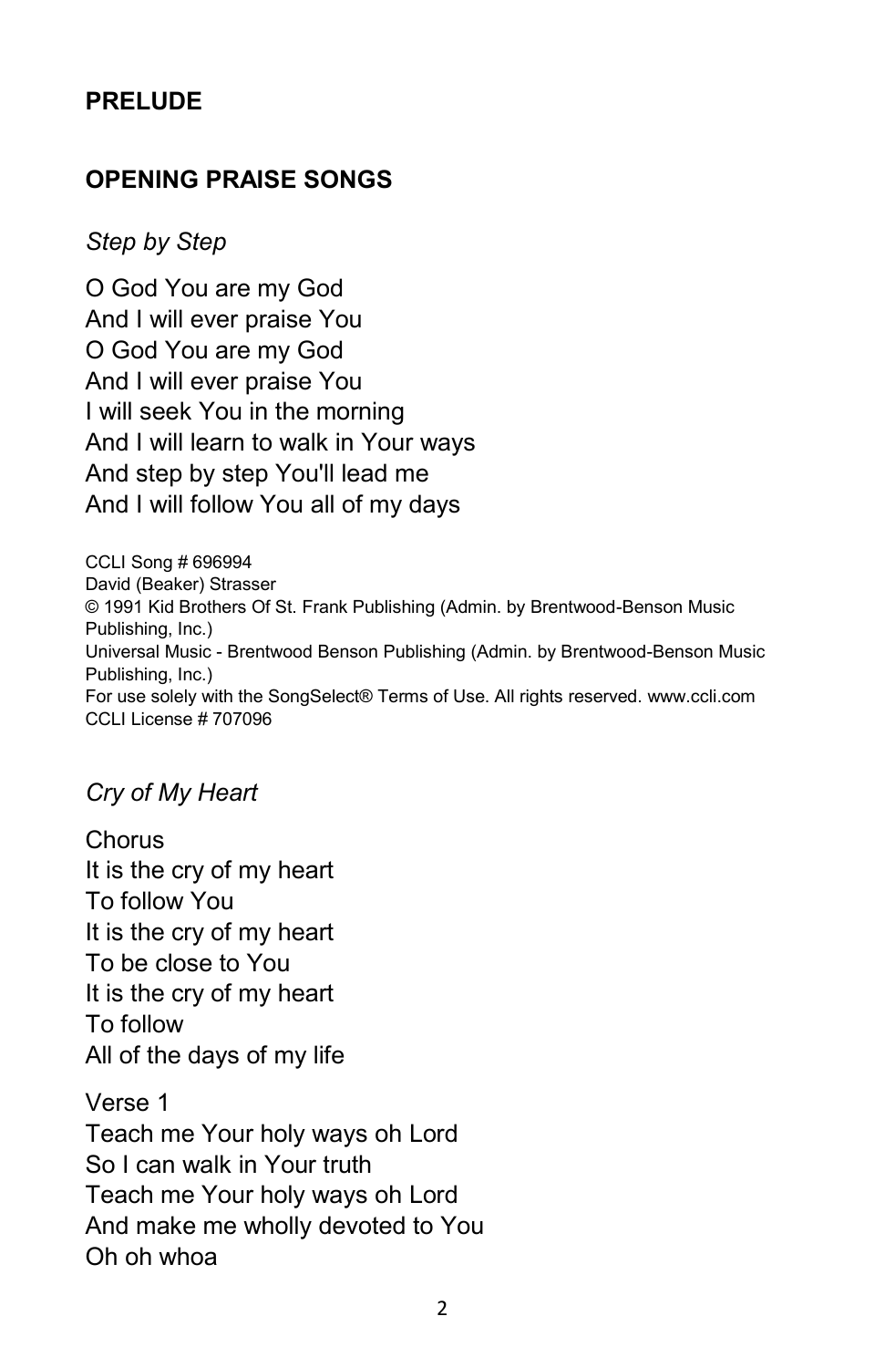## PRELUDE

## OPENING PRAISE SONGS

*Step by Step*

O God You are my God
And I will ever praise You
O God You are my God
And I will ever praise You
I will seek You in the morning
And I will learn to walk in Your ways
And step by step You'll lead me
And I will follow You all of my days

CCLI Song # 696994
David (Beaker) Strasser
© 1991 Kid Brothers Of St. Frank Publishing (Admin. by Brentwood-Benson Music Publishing, Inc.)
Universal Music - Brentwood Benson Publishing (Admin. by Brentwood-Benson Music Publishing, Inc.)
For use solely with the SongSelect® Terms of Use. All rights reserved. www.ccli.com
CCLI License # 707096

*Cry of My Heart*

Chorus
It is the cry of my heart
To follow You
It is the cry of my heart
To be close to You
It is the cry of my heart
To follow
All of the days of my life

Verse 1
Teach me Your holy ways oh Lord
So I can walk in Your truth
Teach me Your holy ways oh Lord
And make me wholly devoted to You
Oh oh whoa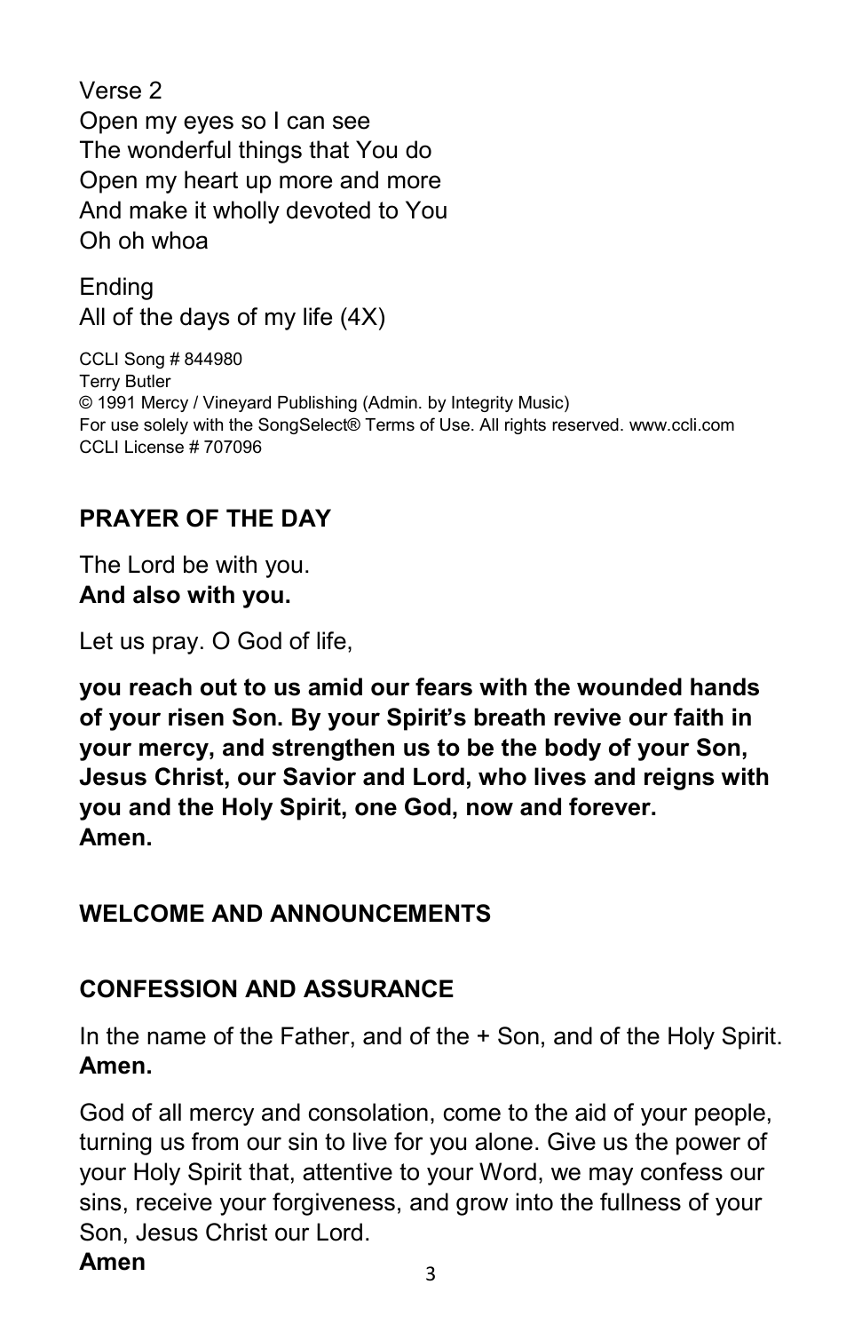Verse 2
Open my eyes so I can see
The wonderful things that You do
Open my heart up more and more
And make it wholly devoted to You
Oh oh whoa

Ending
All of the days of my life (4X)

CCLI Song # 844980
Terry Butler
© 1991 Mercy / Vineyard Publishing (Admin. by Integrity Music)
For use solely with the SongSelect® Terms of Use. All rights reserved. www.ccli.com
CCLI License # 707096

## PRAYER OF THE DAY

The Lord be with you.
**And also with you.**

Let us pray. O God of life,

**you reach out to us amid our fears with the wounded hands of your risen Son. By your Spirit's breath revive our faith in your mercy, and strengthen us to be the body of your Son, Jesus Christ, our Savior and Lord, who lives and reigns with you and the Holy Spirit, one God, now and forever.**
**Amen.**

## WELCOME AND ANNOUNCEMENTS

## CONFESSION AND ASSURANCE

In the name of the Father, and of the + Son, and of the Holy Spirit.
**Amen.**

God of all mercy and consolation, come to the aid of your people, turning us from our sin to live for you alone. Give us the power of your Holy Spirit that, attentive to your Word, we may confess our sins, receive your forgiveness, and grow into the fullness of your Son, Jesus Christ our Lord.
**Amen**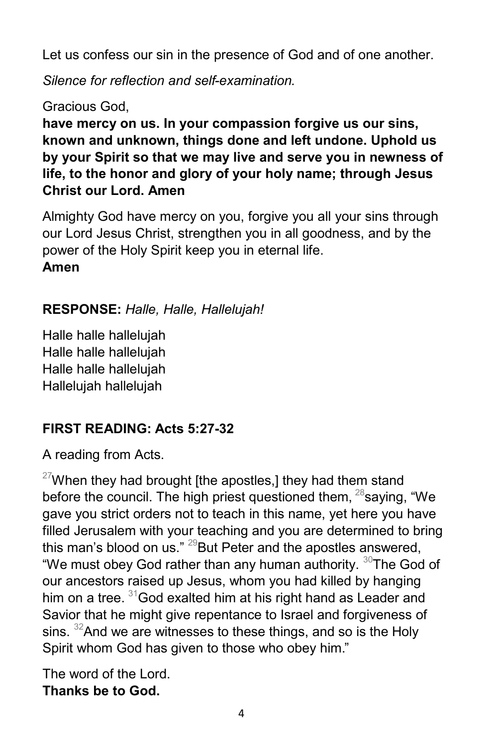Let us confess our sin in the presence of God and of one another.

*Silence for reflection and self-examination.*

Gracious God,
**have mercy on us. In your compassion forgive us our sins, known and unknown, things done and left undone. Uphold us by your Spirit so that we may live and serve you in newness of life, to the honor and glory of your holy name; through Jesus Christ our Lord. Amen**

Almighty God have mercy on you, forgive you all your sins through our Lord Jesus Christ, strengthen you in all goodness, and by the power of the Holy Spirit keep you in eternal life.
**Amen**

**RESPONSE:** *Halle, Halle, Hallelujah!*

Halle halle hallelujah
Halle halle hallelujah
Halle halle hallelujah
Hallelujah hallelujah

**FIRST READING: Acts 5:27-32**

A reading from Acts.

[27]When they had brought [the apostles,] they had them stand before the council. The high priest questioned them, [28]saying, "We gave you strict orders not to teach in this name, yet here you have filled Jerusalem with your teaching and you are determined to bring this man's blood on us." [29]But Peter and the apostles answered, "We must obey God rather than any human authority. [30]The God of our ancestors raised up Jesus, whom you had killed by hanging him on a tree. [31]God exalted him at his right hand as Leader and Savior that he might give repentance to Israel and forgiveness of sins. [32]And we are witnesses to these things, and so is the Holy Spirit whom God has given to those who obey him."

The word of the Lord.
**Thanks be to God.**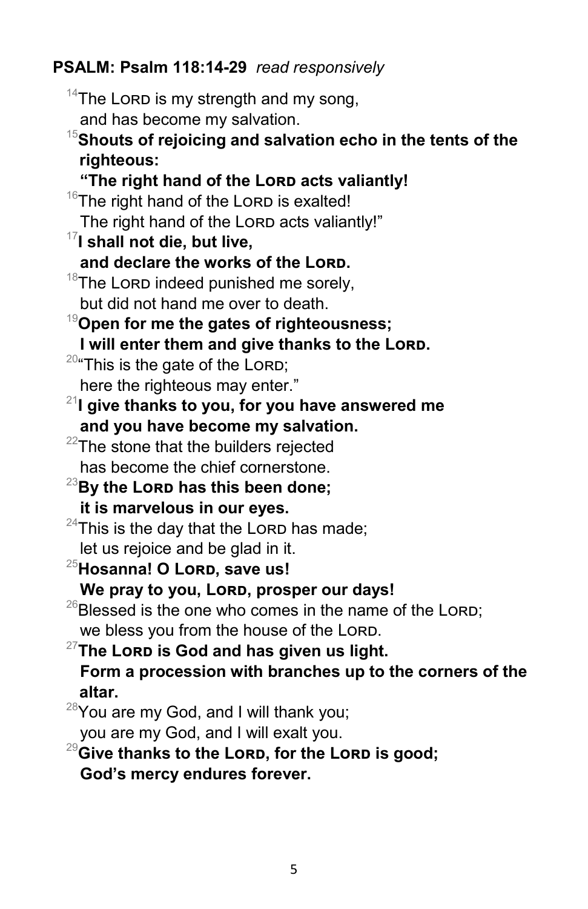**PSALM: Psalm 118:14-29** *read responsively*

[14]The LORD is my strength and my song,
and has become my salvation.

**[15]Shouts of rejoicing and salvation echo in the tents of the righteous:**
**"The right hand of the LORD acts valiantly!**

[16]The right hand of the LORD is exalted!
The right hand of the LORD acts valiantly!"

**[17]I shall not die, but live,**
**and declare the works of the LORD.**

[18]The LORD indeed punished me sorely,
but did not hand me over to death.

**[19]Open for me the gates of righteousness;**
**I will enter them and give thanks to the LORD.**

[20]"This is the gate of the LORD;
here the righteous may enter."

**[21]I give thanks to you, for you have answered me**
**and you have become my salvation.**

[22]The stone that the builders rejected
has become the chief cornerstone.

**[23]By the LORD has this been done;**
**it is marvelous in our eyes.**

[24]This is the day that the LORD has made;
let us rejoice and be glad in it.

**[25]Hosanna! O LORD, save us!**
**We pray to you, LORD, prosper our days!**

[26]Blessed is the one who comes in the name of the LORD;
we bless you from the house of the LORD.

**[27]The LORD is God and has given us light.**
**Form a procession with branches up to the corners of the altar.**

[28]You are my God, and I will thank you;
you are my God, and I will exalt you.

**[29]Give thanks to the LORD, for the LORD is good;**
**God's mercy endures forever.**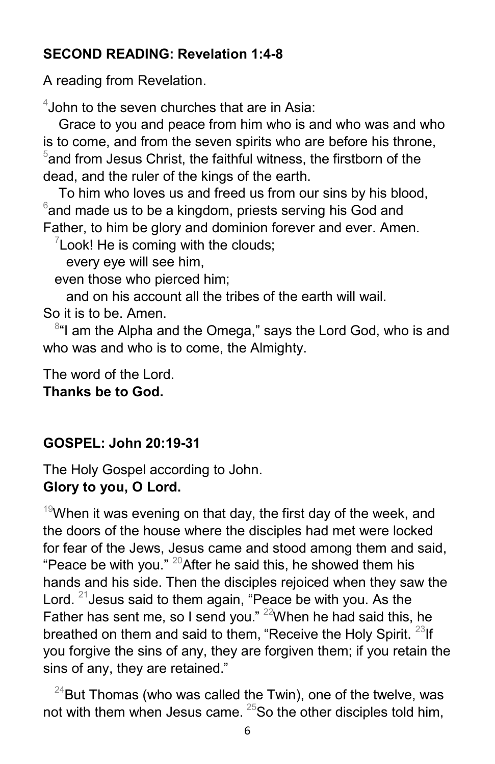**SECOND READING: Revelation 1:4-8**

A reading from Revelation.

[4]John to the seven churches that are in Asia:

Grace to you and peace from him who is and who was and who is to come, and from the seven spirits who are before his throne, [5]and from Jesus Christ, the faithful witness, the firstborn of the dead, and the ruler of the kings of the earth.

To him who loves us and freed us from our sins by his blood, [6]and made us to be a kingdom, priests serving his God and Father, to him be glory and dominion forever and ever. Amen.

[7]Look! He is coming with the clouds;
every eye will see him,
even those who pierced him;
and on his account all the tribes of the earth will wail.
So it is to be. Amen.

[8]"I am the Alpha and the Omega," says the Lord God, who is and who was and who is to come, the Almighty.

The word of the Lord.
**Thanks be to God.**

**GOSPEL: John 20:19-31**

The Holy Gospel according to John.
**Glory to you, O Lord.**

[19]When it was evening on that day, the first day of the week, and the doors of the house where the disciples had met were locked for fear of the Jews, Jesus came and stood among them and said, "Peace be with you." [20]After he said this, he showed them his hands and his side. Then the disciples rejoiced when they saw the Lord. [21]Jesus said to them again, "Peace be with you. As the Father has sent me, so I send you." [22]When he had said this, he breathed on them and said to them, "Receive the Holy Spirit. [23]If you forgive the sins of any, they are forgiven them; if you retain the sins of any, they are retained."

[24]But Thomas (who was called the Twin), one of the twelve, was not with them when Jesus came. [25]So the other disciples told him,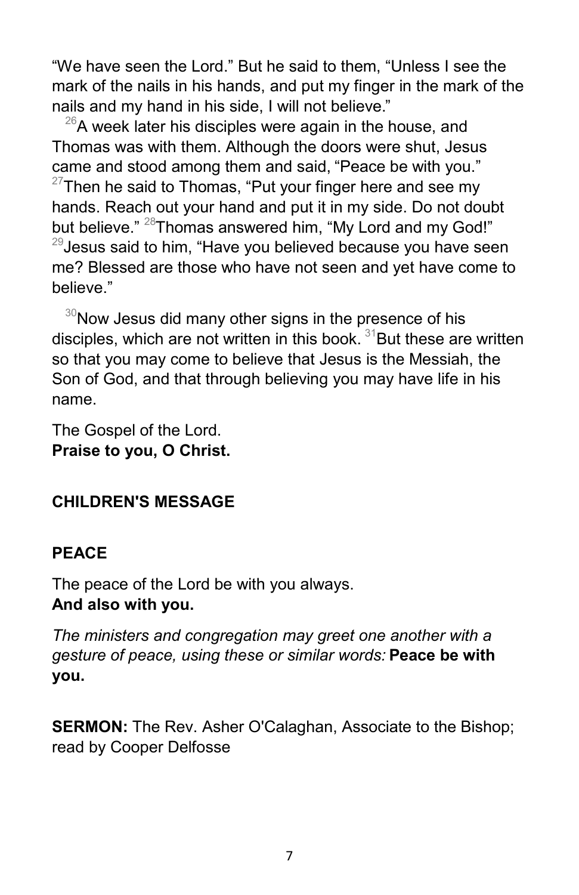"We have seen the Lord." But he said to them, "Unless I see the mark of the nails in his hands, and put my finger in the mark of the nails and my hand in his side, I will not believe."

[26]A week later his disciples were again in the house, and Thomas was with them. Although the doors were shut, Jesus came and stood among them and said, "Peace be with you." [27]Then he said to Thomas, "Put your finger here and see my hands. Reach out your hand and put it in my side. Do not doubt but believe." [28]Thomas answered him, "My Lord and my God!" [29]Jesus said to him, "Have you believed because you have seen me? Blessed are those who have not seen and yet have come to believe."

[30]Now Jesus did many other signs in the presence of his disciples, which are not written in this book. [31]But these are written so that you may come to believe that Jesus is the Messiah, the Son of God, and that through believing you may have life in his name.

The Gospel of the Lord.
**Praise to you, O Christ.**

**CHILDREN'S MESSAGE**

**PEACE**

The peace of the Lord be with you always.
**And also with you.**

*The ministers and congregation may greet one another with a gesture of peace, using these or similar words:* **Peace be with you.**

**SERMON:** The Rev. Asher O'Calaghan, Associate to the Bishop; read by Cooper Delfosse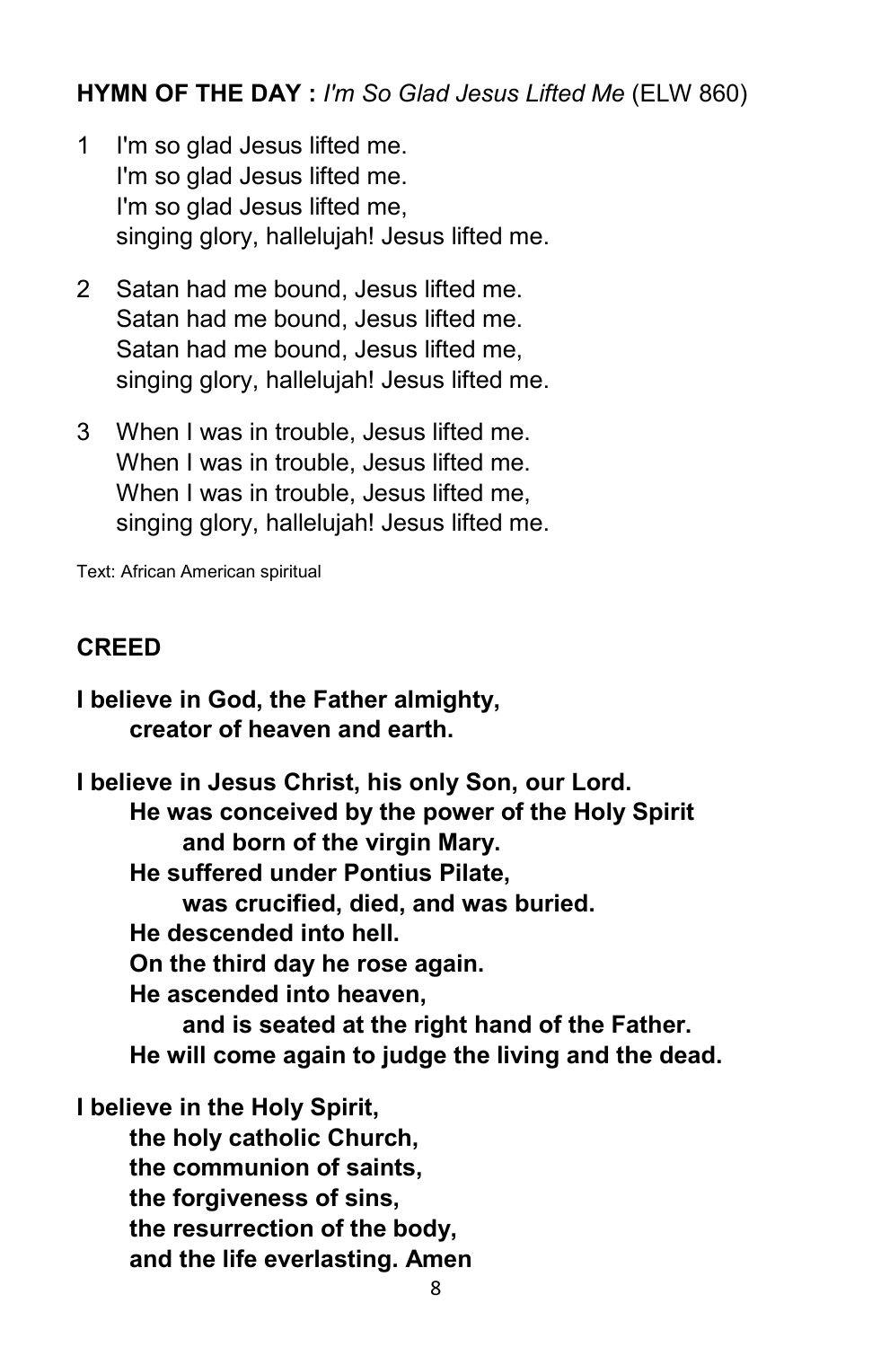**HYMN OF THE DAY :** *I'm So Glad Jesus Lifted Me* (ELW 860)

1 I'm so glad Jesus lifted me.
I'm so glad Jesus lifted me.
I'm so glad Jesus lifted me,
singing glory, hallelujah! Jesus lifted me.

2 Satan had me bound, Jesus lifted me.
Satan had me bound, Jesus lifted me.
Satan had me bound, Jesus lifted me,
singing glory, hallelujah! Jesus lifted me.

3 When I was in trouble, Jesus lifted me.
When I was in trouble, Jesus lifted me.
When I was in trouble, Jesus lifted me,
singing glory, hallelujah! Jesus lifted me.

Text: African American spiritual

**CREED**

**I believe in God, the Father almighty,**
**creator of heaven and earth.**

**I believe in Jesus Christ, his only Son, our Lord.**
**He was conceived by the power of the Holy Spirit**
**and born of the virgin Mary.**
**He suffered under Pontius Pilate,**
**was crucified, died, and was buried.**
**He descended into hell.**
**On the third day he rose again.**
**He ascended into heaven,**
**and is seated at the right hand of the Father.**
**He will come again to judge the living and the dead.**

**I believe in the Holy Spirit,**
**the holy catholic Church,**
**the communion of saints,**
**the forgiveness of sins,**
**the resurrection of the body,**
**and the life everlasting. Amen**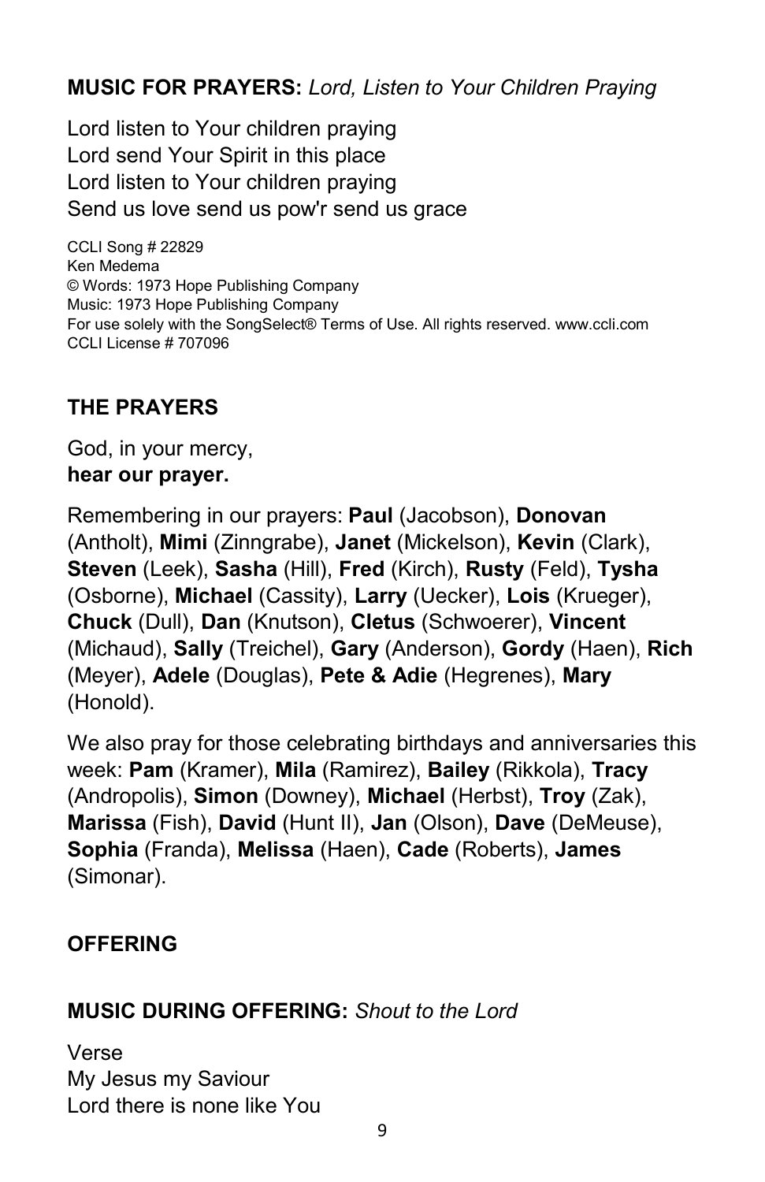**MUSIC FOR PRAYERS:** *Lord, Listen to Your Children Praying*

Lord listen to Your children praying
Lord send Your Spirit in this place
Lord listen to Your children praying
Send us love send us pow'r send us grace

CCLI Song # 22829
Ken Medema
© Words: 1973 Hope Publishing Company
Music: 1973 Hope Publishing Company
For use solely with the SongSelect® Terms of Use. All rights reserved. www.ccli.com
CCLI License # 707096

**THE PRAYERS**

God, in your mercy,
**hear our prayer.**

Remembering in our prayers: **Paul** (Jacobson), **Donovan** (Antholt), **Mimi** (Zinngrabe), **Janet** (Mickelson), **Kevin** (Clark), **Steven** (Leek), **Sasha** (Hill), **Fred** (Kirch), **Rusty** (Feld), **Tysha** (Osborne), **Michael** (Cassity), **Larry** (Uecker), **Lois** (Krueger), **Chuck** (Dull), **Dan** (Knutson), **Cletus** (Schwoerer), **Vincent** (Michaud), **Sally** (Treichel), **Gary** (Anderson), **Gordy** (Haen), **Rich** (Meyer), **Adele** (Douglas), **Pete & Adie** (Hegrenes), **Mary** (Honold).

We also pray for those celebrating birthdays and anniversaries this week: **Pam** (Kramer), **Mila** (Ramirez), **Bailey** (Rikkola), **Tracy** (Andropolis), **Simon** (Downey), **Michael** (Herbst), **Troy** (Zak), **Marissa** (Fish), **David** (Hunt II), **Jan** (Olson), **Dave** (DeMeuse), **Sophia** (Franda), **Melissa** (Haen), **Cade** (Roberts), **James** (Simonar).

**OFFERING**

**MUSIC DURING OFFERING:** *Shout to the Lord*

Verse
My Jesus my Saviour
Lord there is none like You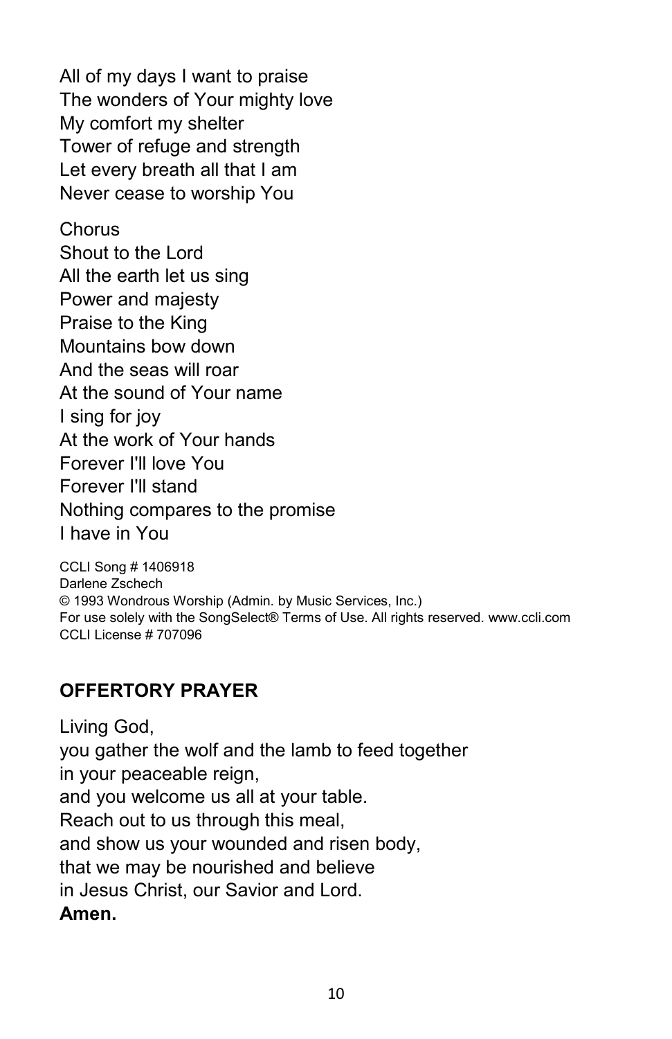All of my days I want to praise
The wonders of Your mighty love
My comfort my shelter
Tower of refuge and strength
Let every breath all that I am
Never cease to worship You

Chorus
Shout to the Lord
All the earth let us sing
Power and majesty
Praise to the King
Mountains bow down
And the seas will roar
At the sound of Your name
I sing for joy
At the work of Your hands
Forever I'll love You
Forever I'll stand
Nothing compares to the promise
I have in You

CCLI Song # 1406918
Darlene Zschech
© 1993 Wondrous Worship (Admin. by Music Services, Inc.)
For use solely with the SongSelect® Terms of Use. All rights reserved. www.ccli.com
CCLI License # 707096

## OFFERTORY PRAYER

Living God,
you gather the wolf and the lamb to feed together
in your peaceable reign,
and you welcome us all at your table.
Reach out to us through this meal,
and show us your wounded and risen body,
that we may be nourished and believe
in Jesus Christ, our Savior and Lord.
**Amen.**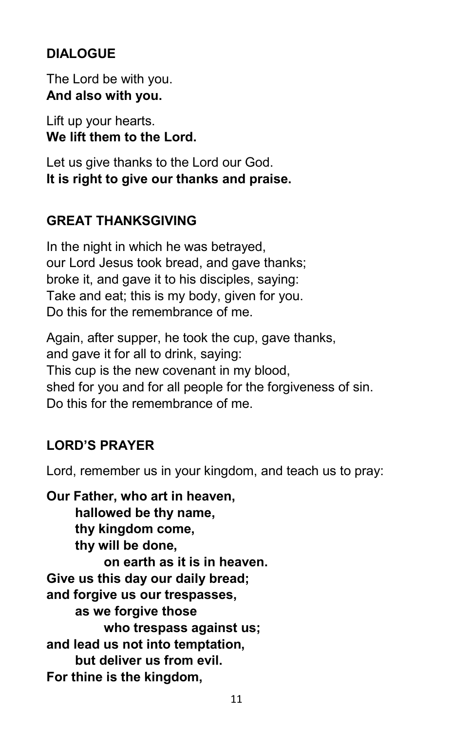## DIALOGUE

The Lord be with you.
**And also with you.**

Lift up your hearts.
**We lift them to the Lord.**

Let us give thanks to the Lord our God.
**It is right to give our thanks and praise.**

## GREAT THANKSGIVING

In the night in which he was betrayed,
our Lord Jesus took bread, and gave thanks;
broke it, and gave it to his disciples, saying:
Take and eat; this is my body, given for you.
Do this for the remembrance of me.

Again, after supper, he took the cup, gave thanks,
and gave it for all to drink, saying:
This cup is the new covenant in my blood,
shed for you and for all people for the forgiveness of sin.
Do this for the remembrance of me.

## LORD'S PRAYER

Lord, remember us in your kingdom, and teach us to pray:

**Our Father, who art in heaven,**
**hallowed be thy name,**
**thy kingdom come,**
**thy will be done,**
**on earth as it is in heaven.**
**Give us this day our daily bread;**
**and forgive us our trespasses,**
**as we forgive those**
**who trespass against us;**
**and lead us not into temptation,**
**but deliver us from evil.**
**For thine is the kingdom,**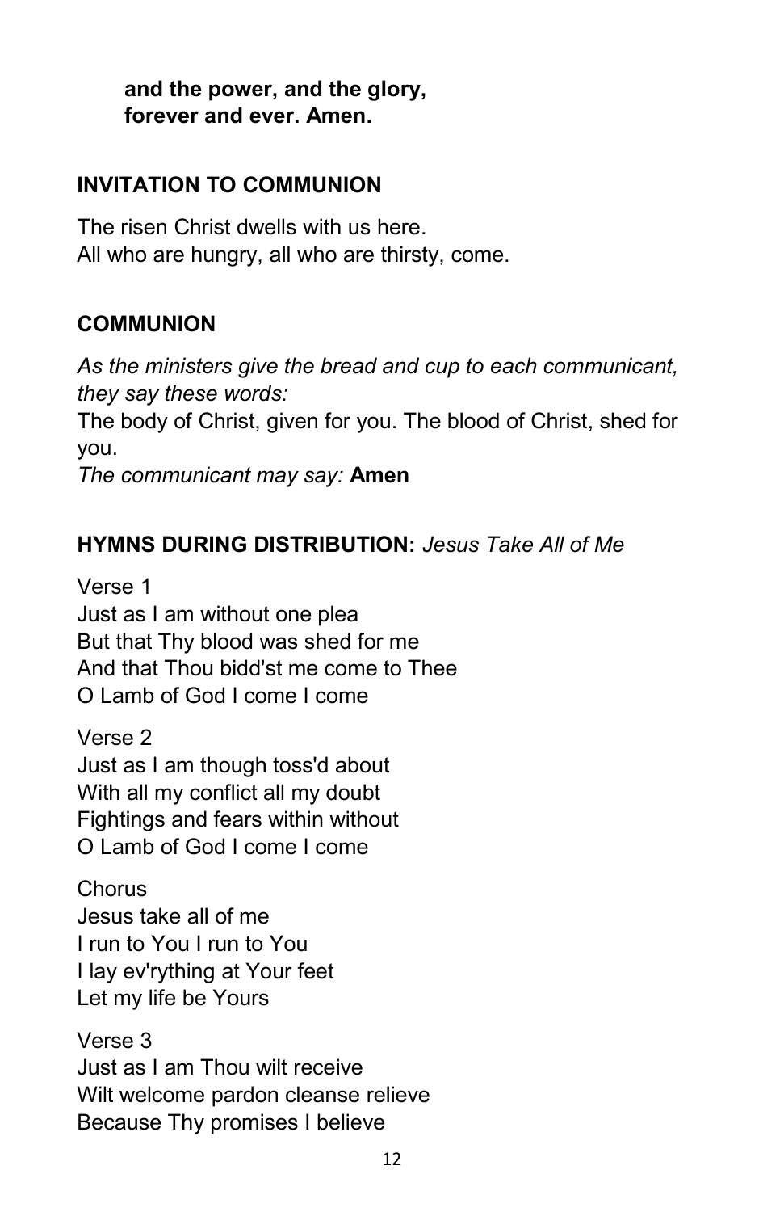**and the power, and the glory,**  
**forever and ever. Amen.**

## INVITATION TO COMMUNION

The risen Christ dwells with us here.  
All who are hungry, all who are thirsty, come.

## COMMUNION

*As the ministers give the bread and cup to each communicant, they say these words:*  
The body of Christ, given for you. The blood of Christ, shed for you.  
*The communicant may say:* **Amen**

## HYMNS DURING DISTRIBUTION: *Jesus Take All of Me*

Verse 1  
Just as I am without one plea  
But that Thy blood was shed for me  
And that Thou bidd'st me come to Thee  
O Lamb of God I come I come

Verse 2  
Just as I am though toss'd about  
With all my conflict all my doubt  
Fightings and fears within without  
O Lamb of God I come I come

Chorus  
Jesus take all of me  
I run to You I run to You  
I lay ev'rything at Your feet  
Let my life be Yours

Verse 3  
Just as I am Thou wilt receive  
Wilt welcome pardon cleanse relieve  
Because Thy promises I believe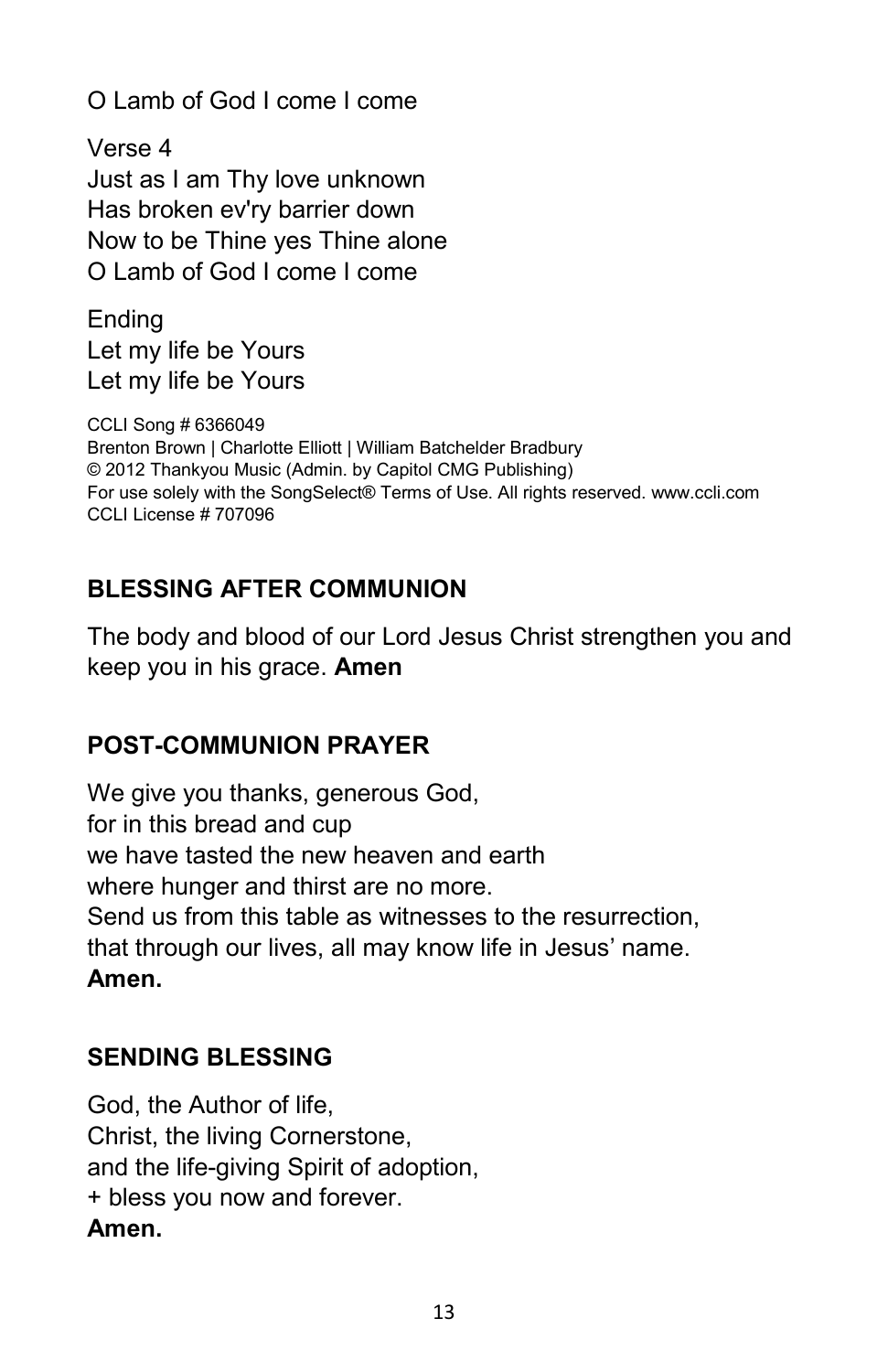O Lamb of God I come I come

Verse 4
Just as I am Thy love unknown
Has broken ev'ry barrier down
Now to be Thine yes Thine alone
O Lamb of God I come I come

Ending
Let my life be Yours
Let my life be Yours

CCLI Song # 6366049
Brenton Brown | Charlotte Elliott | William Batchelder Bradbury
© 2012 Thankyou Music (Admin. by Capitol CMG Publishing)
For use solely with the SongSelect® Terms of Use. All rights reserved. www.ccli.com
CCLI License # 707096

## BLESSING AFTER COMMUNION

The body and blood of our Lord Jesus Christ strengthen you and keep you in his grace. **Amen**

## POST-COMMUNION PRAYER

We give you thanks, generous God,
for in this bread and cup
we have tasted the new heaven and earth
where hunger and thirst are no more.
Send us from this table as witnesses to the resurrection,
that through our lives, all may know life in Jesus' name.
**Amen.**

## SENDING BLESSING

God, the Author of life,
Christ, the living Cornerstone,
and the life-giving Spirit of adoption,
+ bless you now and forever.
**Amen.**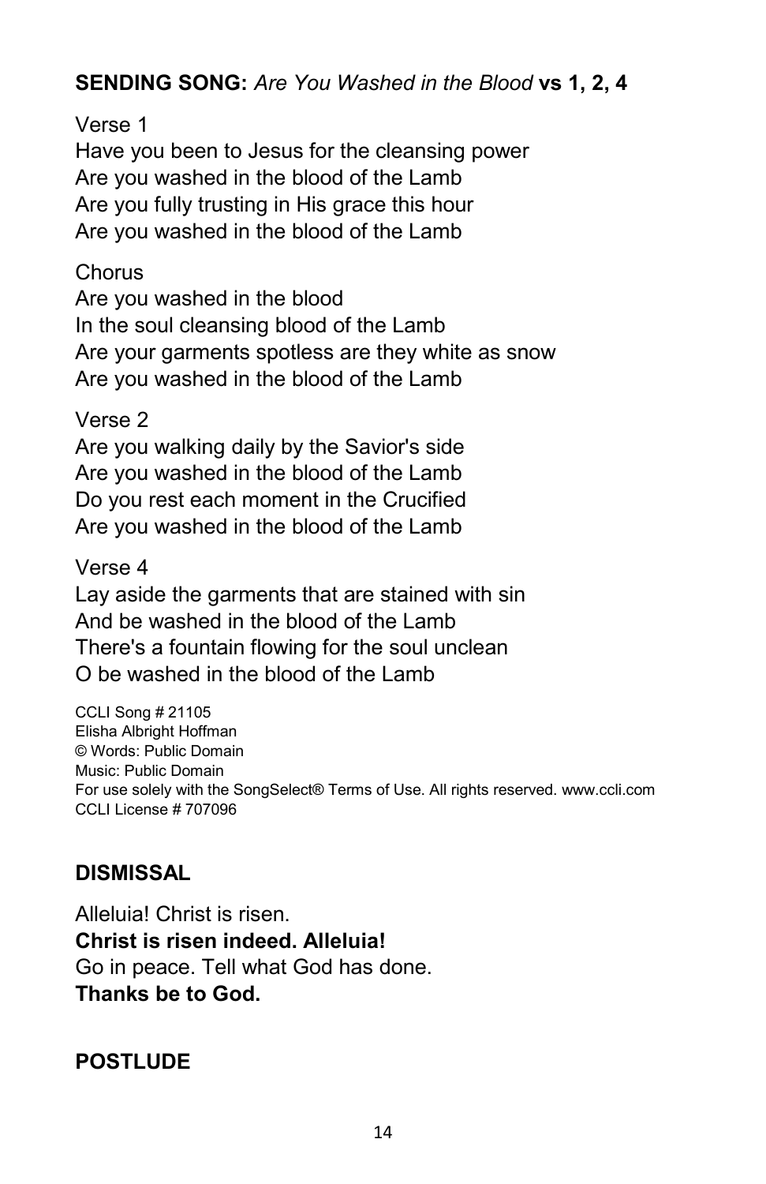**SENDING SONG:** *Are You Washed in the Blood* **vs 1, 2, 4**

Verse 1
Have you been to Jesus for the cleansing power
Are you washed in the blood of the Lamb
Are you fully trusting in His grace this hour
Are you washed in the blood of the Lamb

Chorus
Are you washed in the blood
In the soul cleansing blood of the Lamb
Are your garments spotless are they white as snow
Are you washed in the blood of the Lamb

Verse 2
Are you walking daily by the Savior's side
Are you washed in the blood of the Lamb
Do you rest each moment in the Crucified
Are you washed in the blood of the Lamb

Verse 4
Lay aside the garments that are stained with sin
And be washed in the blood of the Lamb
There's a fountain flowing for the soul unclean
O be washed in the blood of the Lamb

CCLI Song # 21105
Elisha Albright Hoffman
© Words: Public Domain
Music: Public Domain
For use solely with the SongSelect® Terms of Use. All rights reserved. www.ccli.com
CCLI License # 707096

**DISMISSAL**

Alleluia! Christ is risen.
**Christ is risen indeed. Alleluia!**
Go in peace. Tell what God has done.
**Thanks be to God.**

**POSTLUDE**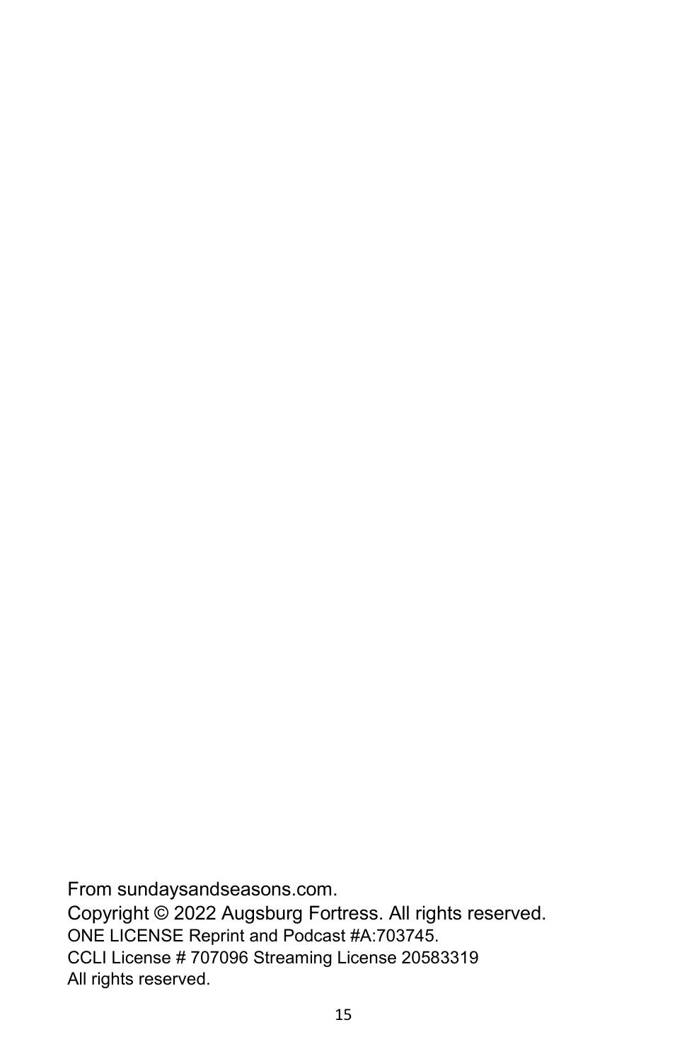From sundaysandseasons.com.
Copyright © 2022 Augsburg Fortress. All rights reserved.
ONE LICENSE Reprint and Podcast #A:703745.
CCLI License # 707096 Streaming License 20583319
All rights reserved.